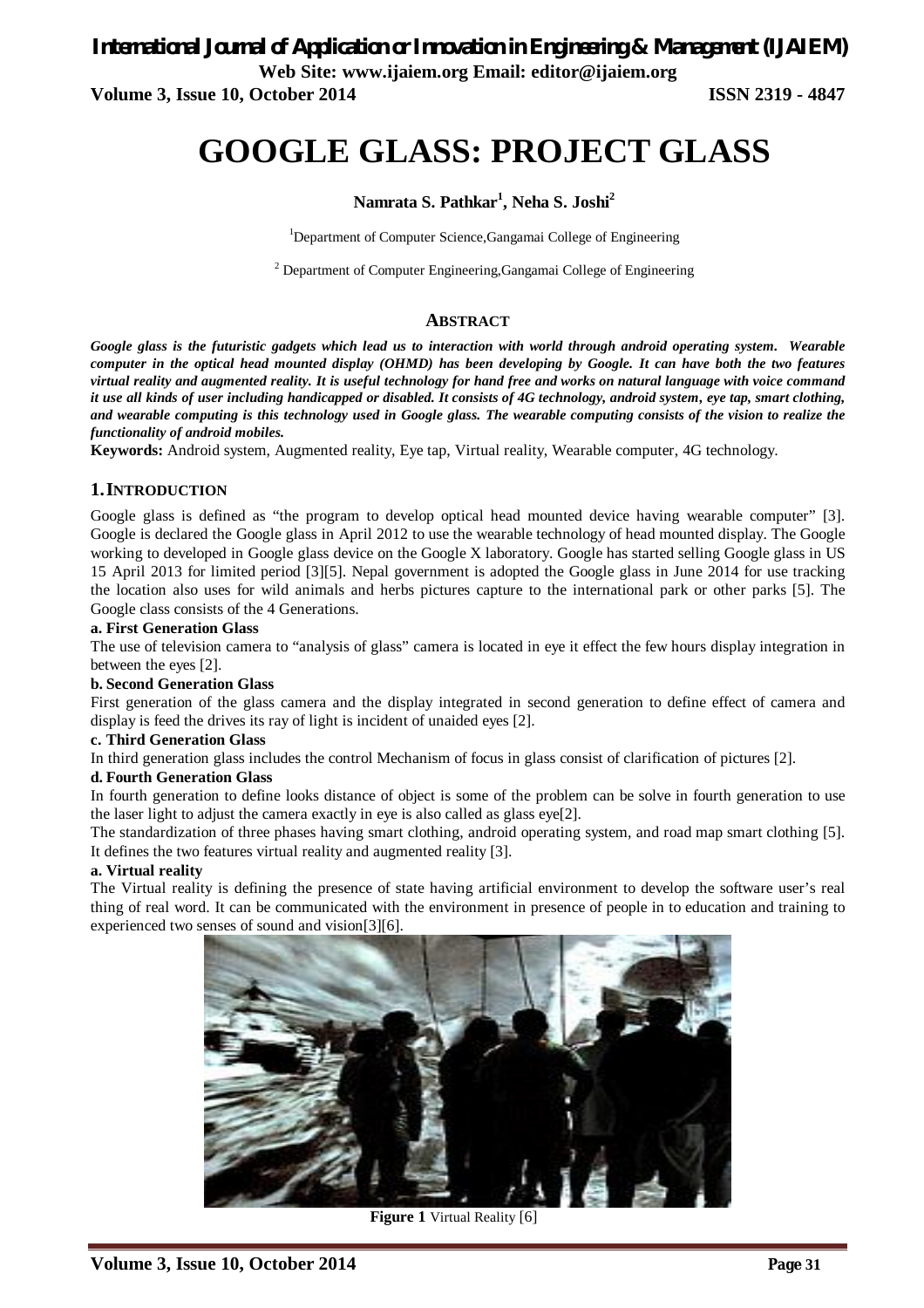# GOOGLE GLASS: PROJECT GLASS

**Namrata S. Pathkar[1], Neha S. Joshi[2]**

[1]Department of Computer Science,Gangamai College of Engineering

[2] Department of Computer Engineering,Gangamai College of Engineering

## ABSTRACT

***Google glass is the futuristic gadgets which lead us to interaction with world through android operating system. Wearable computer in the optical head mounted display (OHMD) has been developing by Google. It can have both the two features virtual reality and augmented reality. It is useful technology for hand free and works on natural language with voice command it use all kinds of user including handicapped or disabled. It consists of 4G technology, android system, eye tap, smart clothing, and wearable computing is this technology used in Google glass. The wearable computing consists of the vision to realize the functionality of android mobiles.***

**Keywords:** Android system, Augmented reality, Eye tap, Virtual reality, Wearable computer, 4G technology.

## 1. INTRODUCTION

Google glass is defined as "the program to develop optical head mounted device having wearable computer" [3]. Google is declared the Google glass in April 2012 to use the wearable technology of head mounted display. The Google working to developed in Google glass device on the Google X laboratory. Google has started selling Google glass in US 15 April 2013 for limited period [3][5]. Nepal government is adopted the Google glass in June 2014 for use tracking the location also uses for wild animals and herbs pictures capture to the international park or other parks [5]. The Google class consists of the 4 Generations.

**a. First Generation Glass**

The use of television camera to "analysis of glass" camera is located in eye it effect the few hours display integration in between the eyes [2].

**b. Second Generation Glass**

First generation of the glass camera and the display integrated in second generation to define effect of camera and display is feed the drives its ray of light is incident of unaided eyes [2].

**c. Third Generation Glass**

In third generation glass includes the control Mechanism of focus in glass consist of clarification of pictures [2].

**d. Fourth Generation Glass**

In fourth generation to define looks distance of object is some of the problem can be solve in fourth generation to use the laser light to adjust the camera exactly in eye is also called as glass eye[2].

The standardization of three phases having smart clothing, android operating system, and road map smart clothing [5]. It defines the two features virtual reality and augmented reality [3].

**a. Virtual reality**

The Virtual reality is defining the presence of state having artificial environment to develop the software user's real thing of real word. It can be communicated with the environment in presence of people in to education and training to experienced two senses of sound and vision[3][6].

**Figure 1** Virtual Reality [6]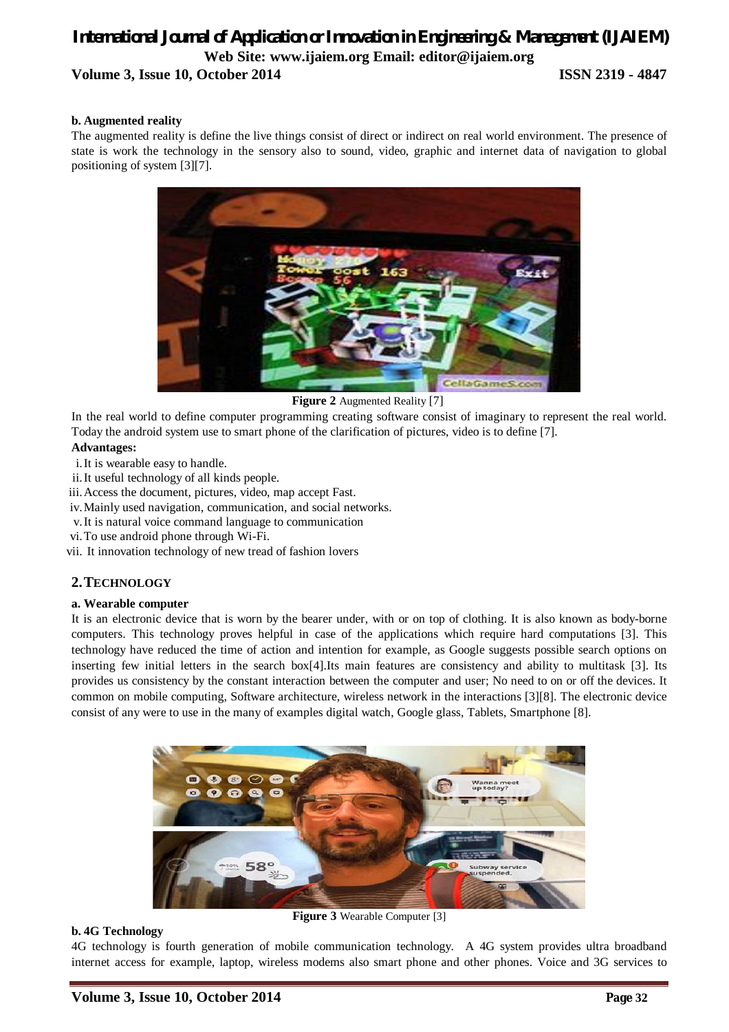### b. Augmented reality

The augmented reality is define the live things consist of direct or indirect on real world environment. The presence of state is work the technology in the sensory also to sound, video, graphic and internet data of navigation to global positioning of system [3][7].

**Figure 2** Augmented Reality [7]

In the real world to define computer programming creating software consist of imaginary to represent the real world. Today the android system use to smart phone of the clarification of pictures, video is to define [7].

**Advantages:**

i. It is wearable easy to handle.
ii. It useful technology of all kinds people.
iii. Access the document, pictures, video, map accept Fast.
iv. Mainly used navigation, communication, and social networks.
v. It is natural voice command language to communication
vi. To use android phone through Wi-Fi.
vii. It innovation technology of new tread of fashion lovers

## 2. TECHNOLOGY

### a. Wearable computer

It is an electronic device that is worn by the bearer under, with or on top of clothing. It is also known as body-borne computers. This technology proves helpful in case of the applications which require hard computations [3]. This technology have reduced the time of action and intention for example, as Google suggests possible search options on inserting few initial letters in the search box[4].Its main features are consistency and ability to multitask [3]. Its provides us consistency by the constant interaction between the computer and user; No need to on or off the devices. It common on mobile computing, Software architecture, wireless network in the interactions [3][8]. The electronic device consist of any were to use in the many of examples digital watch, Google glass, Tablets, Smartphone [8].

**Figure 3** Wearable Computer [3]

### b. 4G Technology

4G technology is fourth generation of mobile communication technology. A 4G system provides ultra broadband internet access for example, laptop, wireless modems also smart phone and other phones. Voice and 3G services to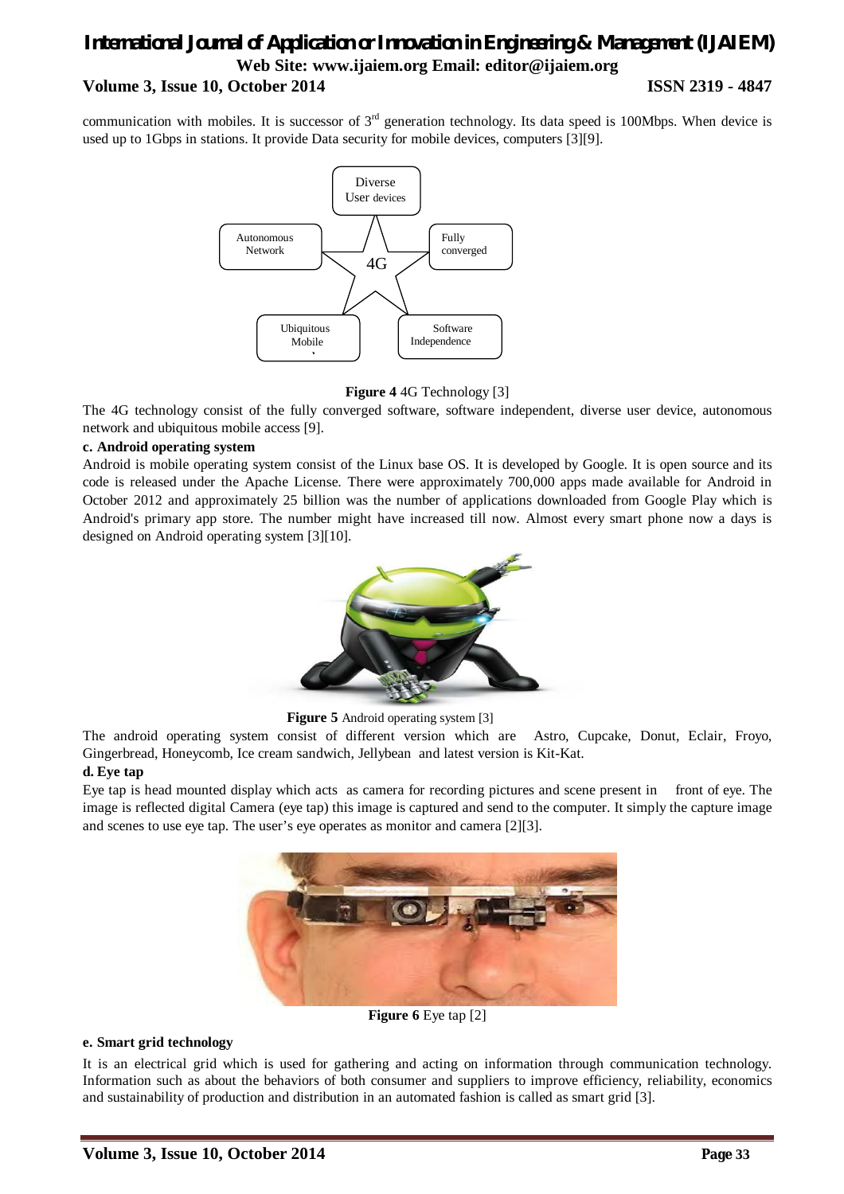communication with mobiles. It is successor of 3rd generation technology. Its data speed is 100Mbps. When device is used up to 1Gbps in stations. It provide Data security for mobile devices, computers [3][9].

Diverse User devices

Autonomous Network

Fully converged

4G

Ubiquitous Mobile

Software Independence

**Figure 4** 4G Technology [3]

The 4G technology consist of the fully converged software, software independent, diverse user device, autonomous network and ubiquitous mobile access [9].

**c. Android operating system**

Android is mobile operating system consist of the Linux base OS. It is developed by Google. It is open source and its code is released under the Apache License. There were approximately 700,000 apps made available for Android in October 2012 and approximately 25 billion was the number of applications downloaded from Google Play which is Android's primary app store. The number might have increased till now. Almost every smart phone now a days is designed on Android operating system [3][10].

**Figure 5** Android operating system [3]

The android operating system consist of different version which are Astro, Cupcake, Donut, Eclair, Froyo, Gingerbread, Honeycomb, Ice cream sandwich, Jellybean and latest version is Kit-Kat.

**d. Eye tap**

Eye tap is head mounted display which acts as camera for recording pictures and scene present in front of eye. The image is reflected digital Camera (eye tap) this image is captured and send to the computer. It simply the capture image and scenes to use eye tap. The user's eye operates as monitor and camera [2][3].

**Figure 6** Eye tap [2]

**e. Smart grid technology**

It is an electrical grid which is used for gathering and acting on information through communication technology. Information such as about the behaviors of both consumer and suppliers to improve efficiency, reliability, economics and sustainability of production and distribution in an automated fashion is called as smart grid [3].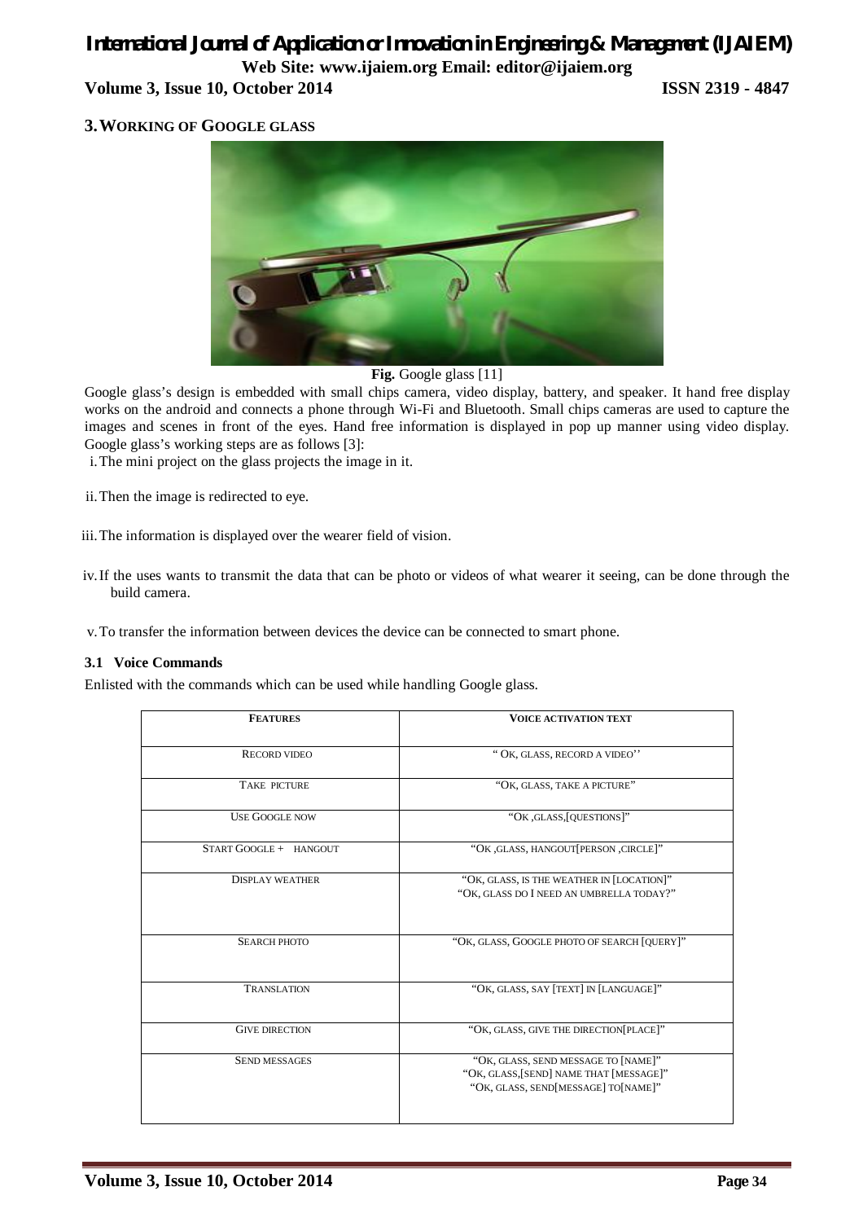## 3. WORKING OF GOOGLE GLASS

**Fig.** Google glass [11]

Google glass's design is embedded with small chips camera, video display, battery, and speaker. It hand free display works on the android and connects a phone through Wi-Fi and Bluetooth. Small chips cameras are used to capture the images and scenes in front of the eyes. Hand free information is displayed in pop up manner using video display. Google glass's working steps are as follows [3]:

i. The mini project on the glass projects the image in it.

ii. Then the image is redirected to eye.

iii. The information is displayed over the wearer field of vision.

iv. If the uses wants to transmit the data that can be photo or videos of what wearer it seeing, can be done through the build camera.

v. To transfer the information between devices the device can be connected to smart phone.

### 3.1 Voice Commands

Enlisted with the commands which can be used while handling Google glass.

| FEATURES | VOICE ACTIVATION TEXT |
|---|---|
| RECORD VIDEO | " OK, GLASS, RECORD A VIDEO'' |
| TAKE PICTURE | "OK, GLASS, TAKE A PICTURE" |
| USE GOOGLE NOW | "OK ,GLASS,[QUESTIONS]" |
| START GOOGLE + HANGOUT | "OK ,GLASS, HANGOUT[PERSON ,CIRCLE]" |
| DISPLAY WEATHER | "OK, GLASS, IS THE WEATHER IN [LOCATION]"<br>"OK, GLASS DO I NEED AN UMBRELLA TODAY?" |
| SEARCH PHOTO | "OK, GLASS, GOOGLE PHOTO OF SEARCH [QUERY]" |
| TRANSLATION | "OK, GLASS, SAY [TEXT] IN [LANGUAGE]" |
| GIVE DIRECTION | "OK, GLASS, GIVE THE DIRECTION[PLACE]" |
| SEND MESSAGES | "OK, GLASS, SEND MESSAGE TO [NAME]"<br>"OK, GLASS,[SEND] NAME THAT [MESSAGE]"<br>"OK, GLASS, SEND[MESSAGE] TO[NAME]" |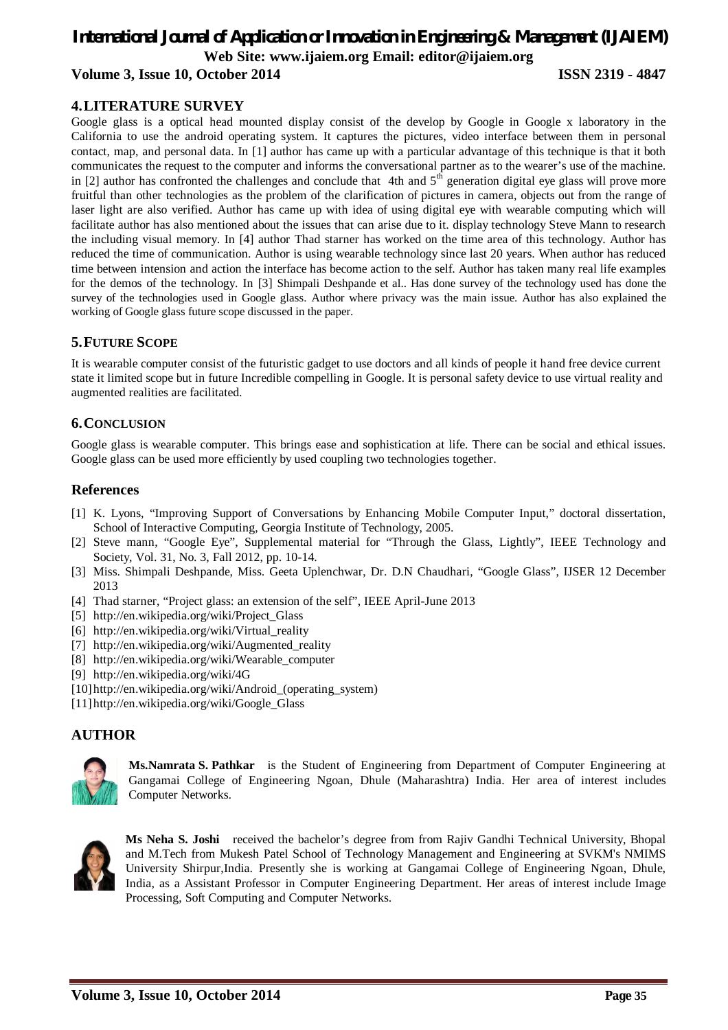## 4. LITERATURE SURVEY

Google glass is a optical head mounted display consist of the develop by Google in Google x laboratory in the California to use the android operating system. It captures the pictures, video interface between them in personal contact, map, and personal data. In [1] author has came up with a particular advantage of this technique is that it both communicates the request to the computer and informs the conversational partner as to the wearer's use of the machine. in [2] author has confronted the challenges and conclude that 4th and 5th generation digital eye glass will prove more fruitful than other technologies as the problem of the clarification of pictures in camera, objects out from the range of laser light are also verified. Author has came up with idea of using digital eye with wearable computing which will facilitate author has also mentioned about the issues that can arise due to it. display technology Steve Mann to research the including visual memory. In [4] author Thad starner has worked on the time area of this technology. Author has reduced the time of communication. Author is using wearable technology since last 20 years. When author has reduced time between intension and action the interface has become action to the self. Author has taken many real life examples for the demos of the technology. In [3] Shimpali Deshpande et al.. Has done survey of the technology used has done the survey of the technologies used in Google glass. Author where privacy was the main issue. Author has also explained the working of Google glass future scope discussed in the paper.

## 5. FUTURE SCOPE

It is wearable computer consist of the futuristic gadget to use doctors and all kinds of people it hand free device current state it limited scope but in future Incredible compelling in Google. It is personal safety device to use virtual reality and augmented realities are facilitated.

## 6. CONCLUSION

Google glass is wearable computer. This brings ease and sophistication at life. There can be social and ethical issues. Google glass can be used more efficiently by used coupling two technologies together.

## References

[1] K. Lyons, "Improving Support of Conversations by Enhancing Mobile Computer Input," doctoral dissertation, School of Interactive Computing, Georgia Institute of Technology, 2005.

[2] Steve mann, "Google Eye", Supplemental material for "Through the Glass, Lightly", IEEE Technology and Society, Vol. 31, No. 3, Fall 2012, pp. 10-14.

[3] Miss. Shimpali Deshpande, Miss. Geeta Uplenchwar, Dr. D.N Chaudhari, "Google Glass", IJSER 12 December 2013

[4] Thad starner, "Project glass: an extension of the self", IEEE April-June 2013

[5] http://en.wikipedia.org/wiki/Project_Glass

[6] http://en.wikipedia.org/wiki/Virtual_reality

[7] http://en.wikipedia.org/wiki/Augmented_reality

[8] http://en.wikipedia.org/wiki/Wearable_computer

[9] http://en.wikipedia.org/wiki/4G

[10] http://en.wikipedia.org/wiki/Android_(operating_system)

[11] http://en.wikipedia.org/wiki/Google_Glass

## AUTHOR

**Ms.Namrata S. Pathkar** is the Student of Engineering from Department of Computer Engineering at Gangamai College of Engineering Ngoan, Dhule (Maharashtra) India. Her area of interest includes Computer Networks.

**Ms Neha S. Joshi** received the bachelor's degree from from Rajiv Gandhi Technical University, Bhopal and M.Tech from Mukesh Patel School of Technology Management and Engineering at SVKM's NMIMS University Shirpur,India. Presently she is working at Gangamai College of Engineering Ngoan, Dhule, India, as a Assistant Professor in Computer Engineering Department. Her areas of interest include Image Processing, Soft Computing and Computer Networks.